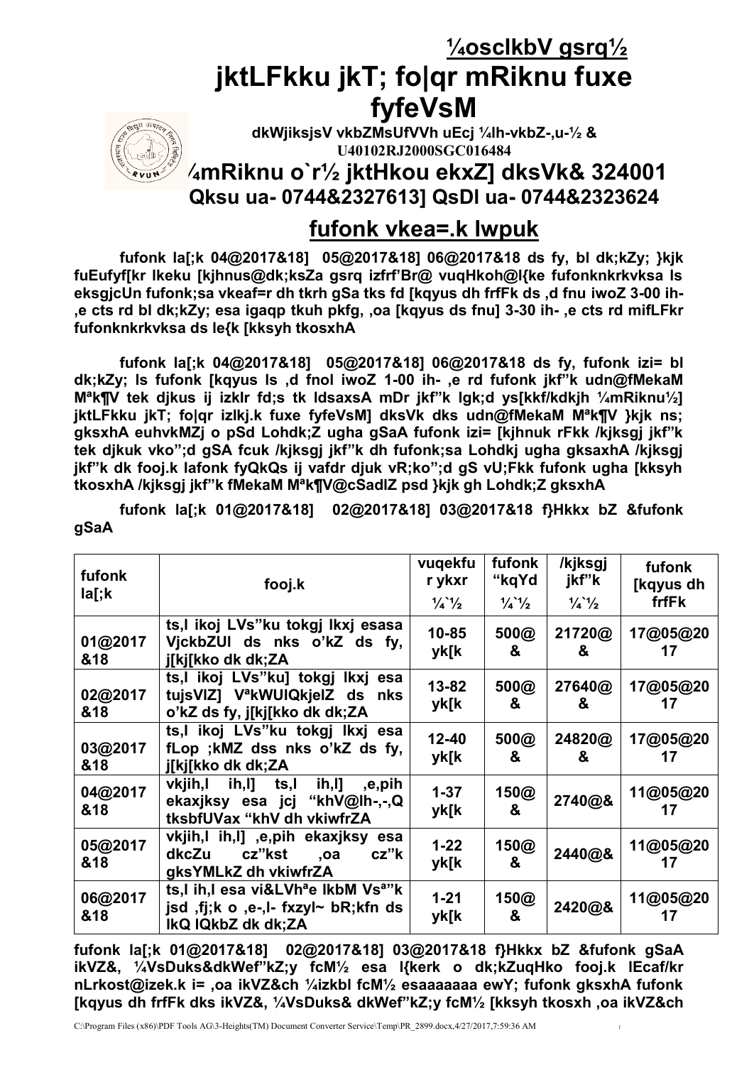## ¼osclkbV gsrq½

# jktLFkku jkT; fo|qr mRiknu fuxe fyfeVsM

**dkWjiksjsV vkbZMsUfVVh uEcj ¼lh-vkbZ-,u-½ & U40102RJ2000SGC016484**

## ¼mRiknu o`r½ jktHkou ekxZ] dksVk& 324001

**Qksu ua- 0744&2327613] QsDl ua- 0744&2323624**

## fufonk vkea=.k lwpuk

**fufonk la[;k 04@2017&18] 05@2017&18] 06@2017&18 ds fy, bl dk;kZy; }kjk fuEufyf[kr lkeku [kjhnus@dk;ksZa gsrq izfrf"Br@ vuqHkoh@l{ke fufonknkrkvksa ls eksgjcUn fufonk;sa vkeaf=r dh tkrh gSa tks fd [kqyus dh frfFk ds ,d fnu iwoZ 3-00 ih- ,e cts rd bl dk;kZy; esa igaqp tkuh pkfg, ,oa [kqyus ds fnu] 3-30 ih- ,e cts rd mifLFkr fufonknkrkvksa ds le{k [kksyh tkosxhA**

**fufonk la[;k 04@2017&18] 05@2017&18] 06@2017&18 ds fy, fufonk izi= bl dk;kZy; ls fufonk [kqyus ls ,d fnol iwoZ 1-00 ih- ,e rd fufonk jkf"k udn@fMekaM MªkÝV tek djkus ij izkIr fd;s tk ldsaxsA mDr jkf"k lgk;d ys[kkf/kdkjh ¼mRiknu½] jktLFkku jkT; fo|qr izlkj.k fuxe fyfeVsM] dksVk dks udn@fMekaM MªkÝV }kjk ns; gksxhA euhvkMZj o pSd Lohdk;Z ugha gSaA fufonk izi= [kjhnuk rFkk /kjksgj jkf"k tek djkuk vko";d gSA fcuk /kjksgj jkf"k dh fufonk;sa Lohdkj ugha gksaxhA /kjksgj jkf"k dk fooj.k lafonk fyQkQs ij vafdr djuk vR;ko";d gS vU;Fkk fufonk ugha [kksyh tkosxhA /kjksgj jkf"k fMekaM MªkÝV@cSadlZ psd }kjk gh Lohdk;Z gksxhA**

**fufonk la[;k 01@2017&18] 02@2017&18] 03@2017&18 f}Hkkx bZ &fufonk gSaA**

| fufonk la[;k | fooj.k | vuqekfu r ykxr ¼`½ | fufonk "kqYd ¼`½ | /kjksgj jkf"k ¼`½ | fufonk [kqyus dh frfFk |
|---|---|---|---|---|---|
| 01@2017 &18 | ts,l ikoj LVs"ku tokgj lkxj esasa VjckbZUl ds nks o'kZ ds fy, j[kj[kko dk dk;ZA | 10-85 yk[k | 500@ & | 21720@ & | 17@05@2017 |
| 02@2017 &18 | ts,l ikoj LVs"ku] tokgj lkxj esa tujsVlZ VªkWUlQkjelZ ds nks o'kZ ds fy, j[kj[kko dk dk;ZA | 13-82 yk[k | 500@ & | 27640@ & | 17@05@2017 |
| 03@2017 &18 | ts,l ikoj LVs"ku tokgj lkxj esa fLop ;kMZ dss nks o'kZ ds fy, j[kj[kko dk dk;ZA | 12-40 yk[k | 500@ & | 24820@ & | 17@05@2017 |
| 04@2017 &18 | vkjih,l ih,l] ts,l ih,l] ,e,pih ekaxjksy esa jcj "khV@lh-,-Q tksbfUVax "khV dh vkiwfrZA | 1-37 yk[k | 150@ & | 2740@& | 11@05@2017 |
| 05@2017 &18 | vkjih,l ih,l] ,e,pih ekaxjksy esa dkcZu cz"kst ,oa cz"k gksYMLkZ dh vkiwfrZA | 1-22 yk[k | 150@ & | 2440@& | 11@05@2017 |
| 06@2017 &18 | ts,l ih,l esa vi&LVhªe lkbM Vsª"k jsd ,fj;k o ,e-,l- fxzyl~ bR;kfn ds lkQ lQkbZ dk dk;ZA | 1-21 yk[k | 150@ & | 2420@& | 11@05@2017 |

**fufonk la[;k 01@2017&18] 02@2017&18] 03@2017&18 f}Hkkx bZ &fufonk gSaA ikVZ&, ¼VsDuks&dkWef"kZ;y fcM½ esa l{kerk o dk;ZuqHko fooj.k lEcaf/kr nLrkost@izek.k i= ,oa ikVZ&ch ¼izkbl fcM½ esaaaaaaa ewY; fufonk gksxhA fufonk [kqyus dh frfFk dks ikVZ&, ¼VsDuks& dkWef"kZ;y fcM½ [kksyh tkosxh ,oa ikVZ&ch**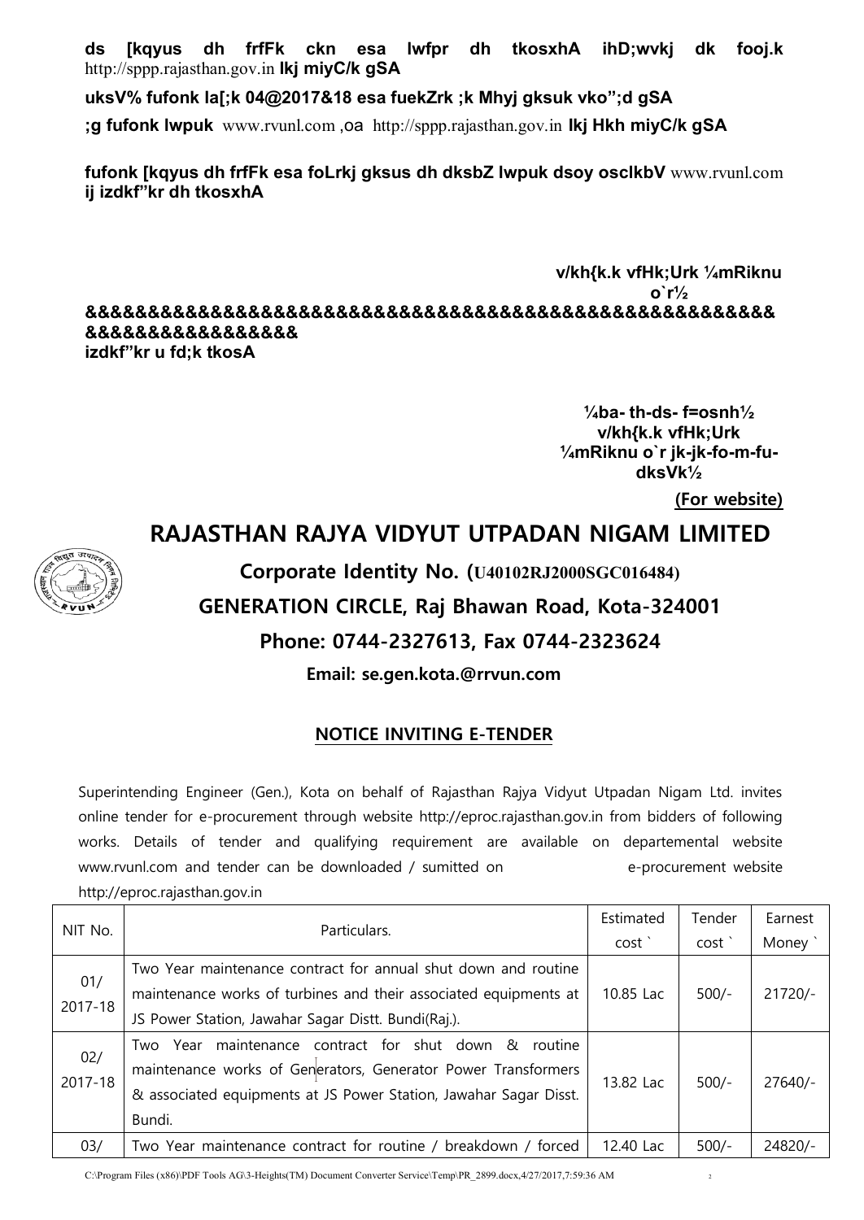**ds [kqyus dh frfFk ckn esa lwfpr dh tkosxhA ihD;wvkj dk fooj.k** http://sppp.rajasthan.gov.in **Ikj miyC/k gSA**

**uksV% fufonk la[;k 04@2017&18 esa fuekZrk ;k Mhyj gksuk vko";d gSA**

**;g fufonk lwpuk** www.rvunl.com **,oa** http://sppp.rajasthan.gov.in **Ikj Hkh miyC/k gSA**

**fufonk [kqyus dh frfFk esa foLrkj gksus dh dksbZ lwpuk dsoy osclkbV** www.rvunl.com **ij izdkf"kr dh tkosxhA**

**v/kh{k.k vfHk;Urk ¼mRiknu o`r½**

**&&&&&&&&&&&&&&&&&&&&&&&&&&&&&&&&&&&&&&&&&&&&&&&&&&&&&&&&&&&&&&&&&&&&&**

**izdkf"kr u fd;k tkosA**

**¼ba- th-ds- f=osnh½**
**v/kh{k.k vfHk;Urk**
**¼mRiknu o`r jk-jk-fo-m-fu-dksVk½**

**(For website)**

# RAJASTHAN RAJYA VIDYUT UTPADAN NIGAM LIMITED

**Corporate Identity No. (U40102RJ2000SGC016484)**

**GENERATION CIRCLE, Raj Bhawan Road, Kota-324001**

**Phone: 0744-2327613, Fax 0744-2323624**

**Email: se.gen.kota.@rrvun.com**

## NOTICE INVITING E-TENDER

Superintending Engineer (Gen.), Kota on behalf of Rajasthan Rajya Vidyut Utpadan Nigam Ltd. invites online tender for e-procurement through website http://eproc.rajasthan.gov.in from bidders of following works. Details of tender and qualifying requirement are available on departemental website www.rvunl.com and tender can be downloaded / sumitted on e-procurement website http://eproc.rajasthan.gov.in

| NIT No. | Particulars. | Estimated cost ` | Tender cost ` | Earnest Money ` |
|---|---|---|---|---|
| 01/ 2017-18 | Two Year maintenance contract for annual shut down and routine maintenance works of turbines and their associated equipments at JS Power Station, Jawahar Sagar Distt. Bundi(Raj.). | 10.85 Lac | 500/- | 21720/- |
| 02/ 2017-18 | Two Year maintenance contract for shut down & routine maintenance works of Generators, Generator Power Transformers & associated equipments at JS Power Station, Jawahar Sagar Disst. Bundi. | 13.82 Lac | 500/- | 27640/- |
| 03/ | Two Year maintenance contract for routine / breakdown / forced | 12.40 Lac | 500/- | 24820/- |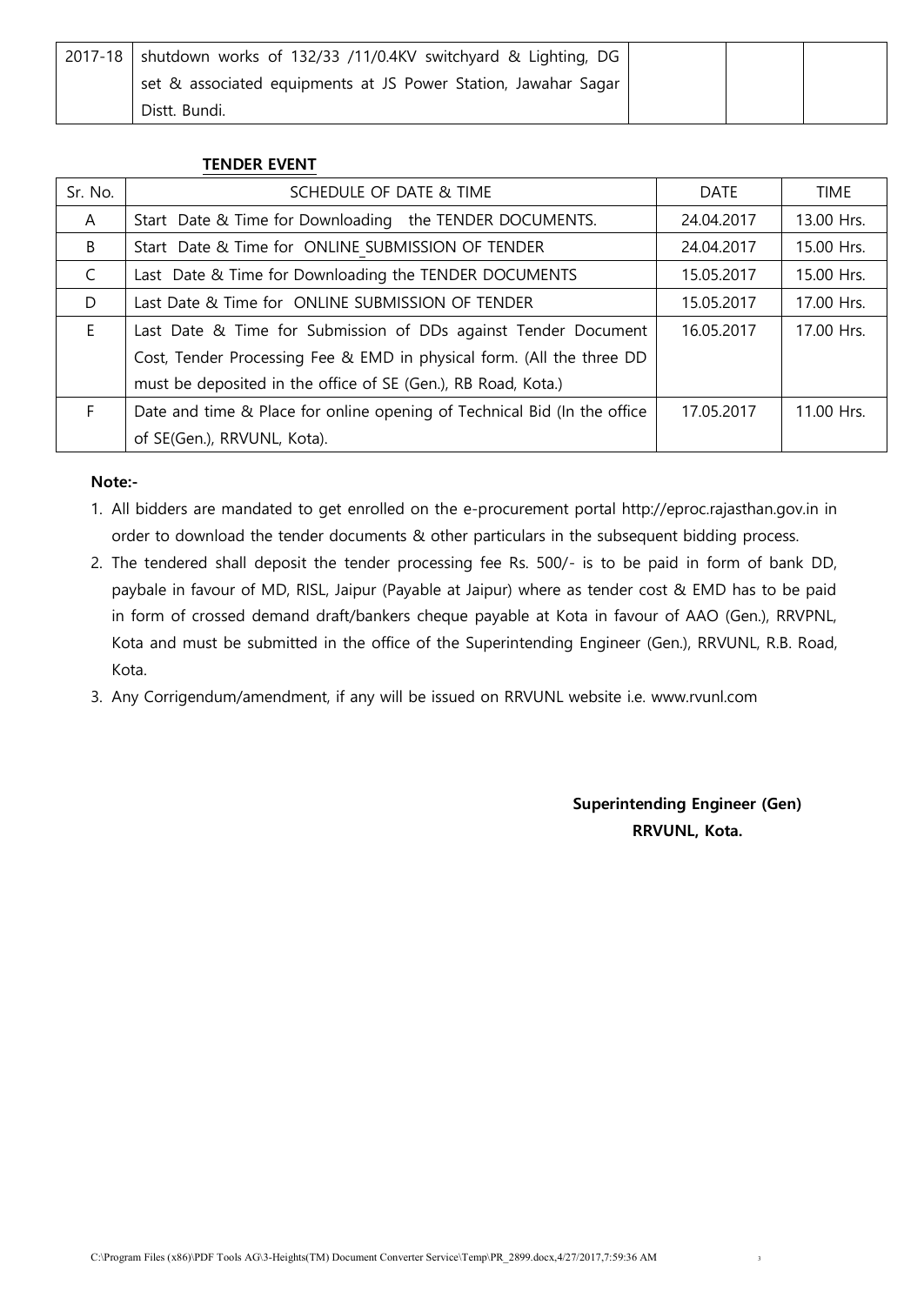| | | | | |
|---|---|---|---|---|
| 2017-18 | shutdown works of 132/33 /11/0.4KV switchyard & Lighting, DG set & associated equipments at JS Power Station, Jawahar Sagar Distt. Bundi. | | | |

**TENDER EVENT**

| Sr. No. | SCHEDULE OF DATE & TIME | DATE | TIME |
|---|---|---|---|
| A | Start Date & Time for Downloading the TENDER DOCUMENTS. | 24.04.2017 | 13.00 Hrs. |
| B | Start Date & Time for ONLINE SUBMISSION OF TENDER | 24.04.2017 | 15.00 Hrs. |
| C | Last Date & Time for Downloading the TENDER DOCUMENTS | 15.05.2017 | 15.00 Hrs. |
| D | Last Date & Time for ONLINE SUBMISSION OF TENDER | 15.05.2017 | 17.00 Hrs. |
| E | Last Date & Time for Submission of DDs against Tender Document Cost, Tender Processing Fee & EMD in physical form. (All the three DD must be deposited in the office of SE (Gen.), RB Road, Kota.) | 16.05.2017 | 17.00 Hrs. |
| F | Date and time & Place for online opening of Technical Bid (In the office of SE(Gen.), RRVUNL, Kota). | 17.05.2017 | 11.00 Hrs. |

**Note:-**

1. All bidders are mandated to get enrolled on the e-procurement portal http://eproc.rajasthan.gov.in in order to download the tender documents & other particulars in the subsequent bidding process.
2. The tendered shall deposit the tender processing fee Rs. 500/- is to be paid in form of bank DD, paybale in favour of MD, RISL, Jaipur (Payable at Jaipur) where as tender cost & EMD has to be paid in form of crossed demand draft/bankers cheque payable at Kota in favour of AAO (Gen.), RRVPNL, Kota and must be submitted in the office of the Superintending Engineer (Gen.), RRVUNL, R.B. Road, Kota.
3. Any Corrigendum/amendment, if any will be issued on RRVUNL website i.e. www.rvunl.com

**Superintending Engineer (Gen)**
**RRVUNL, Kota.**